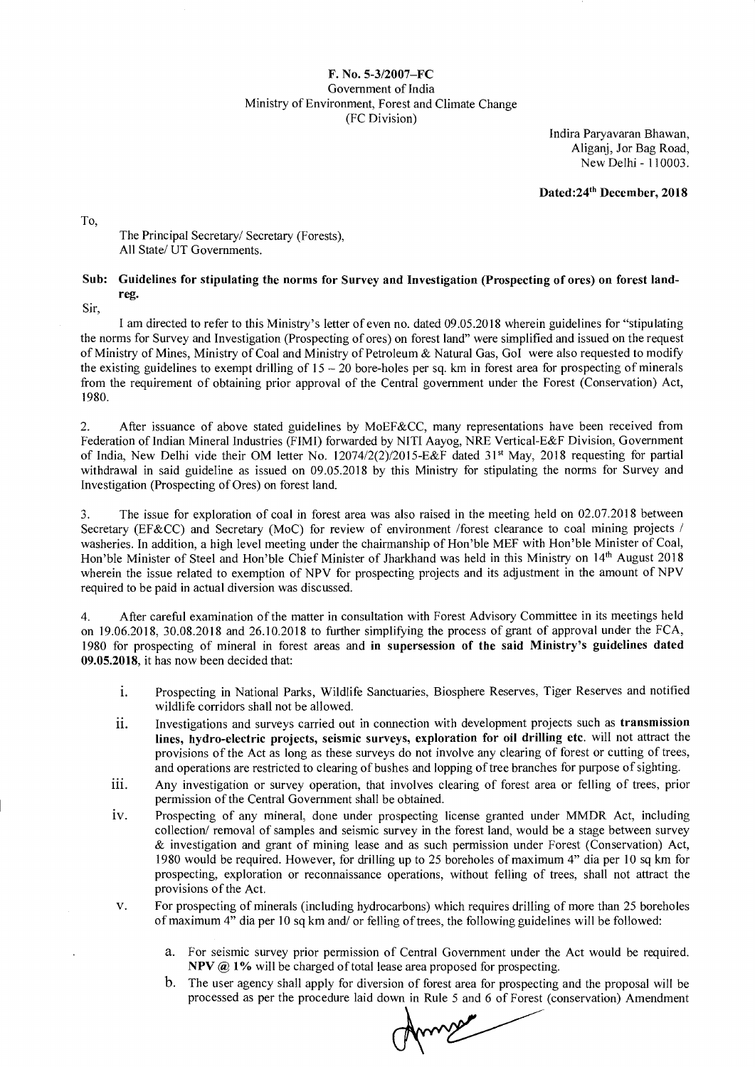**F. No. 5-3/2007–FC**
Government of India
Ministry of Environment, Forest and Climate Change
(FC Division)

Indira Paryavaran Bhawan,
Aliganj, Jor Bag Road,
New Delhi - 110003.

**Dated:24th December, 2018**

To,

The Principal Secretary/ Secretary (Forests),
All State/ UT Governments.

**Sub: Guidelines for stipulating the norms for Survey and Investigation (Prospecting of ores) on forest land-reg.**

Sir,

I am directed to refer to this Ministry's letter of even no. dated 09.05.2018 wherein guidelines for "stipulating the norms for Survey and Investigation (Prospecting of ores) on forest land" were simplified and issued on the request of Ministry of Mines, Ministry of Coal and Ministry of Petroleum & Natural Gas, GoI were also requested to modify the existing guidelines to exempt drilling of 15 – 20 bore-holes per sq. km in forest area for prospecting of minerals from the requirement of obtaining prior approval of the Central government under the Forest (Conservation) Act, 1980.

2. After issuance of above stated guidelines by MoEF&CC, many representations have been received from Federation of Indian Mineral Industries (FIMI) forwarded by NITI Aayog, NRE Vertical-E&F Division, Government of India, New Delhi vide their OM letter No. 12074/2(2)/2015-E&F dated 31st May, 2018 requesting for partial withdrawal in said guideline as issued on 09.05.2018 by this Ministry for stipulating the norms for Survey and Investigation (Prospecting of Ores) on forest land.

3. The issue for exploration of coal in forest area was also raised in the meeting held on 02.07.2018 between Secretary (EF&CC) and Secretary (MoC) for review of environment /forest clearance to coal mining projects / washeries. In addition, a high level meeting under the chairmanship of Hon'ble MEF with Hon'ble Minister of Coal, Hon'ble Minister of Steel and Hon'ble Chief Minister of Jharkhand was held in this Ministry on 14th August 2018 wherein the issue related to exemption of NPV for prospecting projects and its adjustment in the amount of NPV required to be paid in actual diversion was discussed.

4. After careful examination of the matter in consultation with Forest Advisory Committee in its meetings held on 19.06.2018, 30.08.2018 and 26.10.2018 to further simplifying the process of grant of approval under the FCA, 1980 for prospecting of mineral in forest areas and **in supersession of the said Ministry's guidelines dated 09.05.2018**, it has now been decided that:

i. Prospecting in National Parks, Wildlife Sanctuaries, Biosphere Reserves, Tiger Reserves and notified wildlife corridors shall not be allowed.

ii. Investigations and surveys carried out in connection with development projects such as **transmission lines, hydro-electric projects, seismic surveys, exploration for oil drilling etc.** will not attract the provisions of the Act as long as these surveys do not involve any clearing of forest or cutting of trees, and operations are restricted to clearing of bushes and lopping of tree branches for purpose of sighting.

iii. Any investigation or survey operation, that involves clearing of forest area or felling of trees, prior permission of the Central Government shall be obtained.

iv. Prospecting of any mineral, done under prospecting license granted under MMDR Act, including collection/ removal of samples and seismic survey in the forest land, would be a stage between survey & investigation and grant of mining lease and as such permission under Forest (Conservation) Act, 1980 would be required. However, for drilling up to 25 boreholes of maximum 4" dia per 10 sq km for prospecting, exploration or reconnaissance operations, without felling of trees, shall not attract the provisions of the Act.

v. For prospecting of minerals (including hydrocarbons) which requires drilling of more than 25 boreholes of maximum 4" dia per 10 sq km and/ or felling of trees, the following guidelines will be followed:

   a. For seismic survey prior permission of Central Government under the Act would be required. **NPV @ 1%** will be charged of total lease area proposed for prospecting.

   b. The user agency shall apply for diversion of forest area for prospecting and the proposal will be processed as per the procedure laid down in Rule 5 and 6 of Forest (conservation) Amendment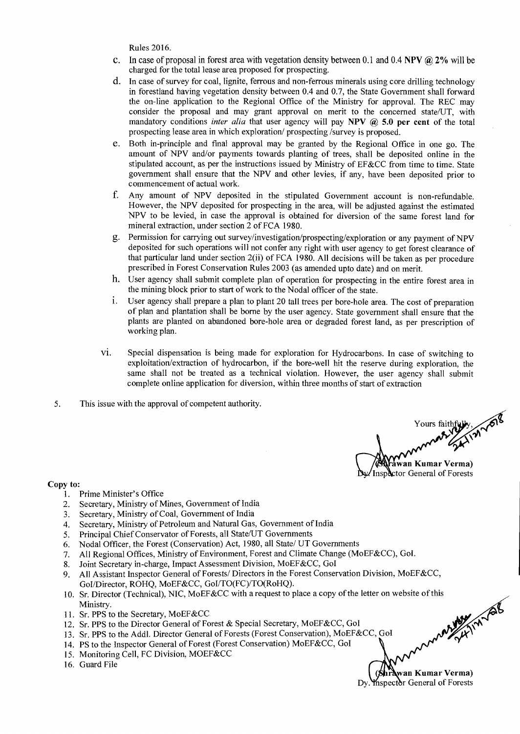Rules 2016.

c. In case of proposal in forest area with vegetation density between 0.1 and 0.4 **NPV @ 2%** will be charged for the total lease area proposed for prospecting.

d. In case of survey for coal, lignite, ferrous and non-ferrous minerals using core drilling technology in forestland having vegetation density between 0.4 and 0.7, the State Government shall forward the on-line application to the Regional Office of the Ministry for approval. The REC may consider the proposal and may grant approval on merit to the concerned state/UT, with mandatory conditions *inter alia* that user agency will pay **NPV @ 5.0 per cent** of the total prospecting lease area in which exploration/ prospecting /survey is proposed.

e. Both in-principle and final approval may be granted by the Regional Office in one go. The amount of NPV and/or payments towards planting of trees, shall be deposited online in the stipulated account, as per the instructions issued by Ministry of EF&CC from time to time. State government shall ensure that the NPV and other levies, if any, have been deposited prior to commencement of actual work.

f. Any amount of NPV deposited in the stipulated Government account is non-refundable. However, the NPV deposited for prospecting in the area, will be adjusted against the estimated NPV to be levied, in case the approval is obtained for diversion of the same forest land for mineral extraction, under section 2 of FCA 1980.

g. Permission for carrying out survey/investigation/prospecting/exploration or any payment of NPV deposited for such operations will not confer any right with user agency to get forest clearance of that particular land under section 2(ii) of FCA 1980. All decisions will be taken as per procedure prescribed in Forest Conservation Rules 2003 (as amended upto date) and on merit.

h. User agency shall submit complete plan of operation for prospecting in the entire forest area in the mining block prior to start of work to the Nodal officer of the state.

i. User agency shall prepare a plan to plant 20 tall trees per bore-hole area. The cost of preparation of plan and plantation shall be borne by the user agency. State government shall ensure that the plants are planted on abandoned bore-hole area or degraded forest land, as per prescription of working plan.

vi. Special dispensation is being made for exploration for Hydrocarbons. In case of switching to exploitation/extraction of hydrocarbon, if the bore-well hit the reserve during exploration, the same shall not be treated as a technical violation. However, the user agency shall submit complete online application for diversion, within three months of start of extraction

5. This issue with the approval of competent authority.

Yours faithfully,

24/12/2018

(Shrawan Kumar Verma)
Dy. Inspector General of Forests

**Copy to:**

1. Prime Minister's Office
2. Secretary, Ministry of Mines, Government of India
3. Secretary, Ministry of Coal, Government of India
4. Secretary, Ministry of Petroleum and Natural Gas, Government of India
5. Principal Chief Conservator of Forests, all State/UT Governments
6. Nodal Officer, the Forest (Conservation) Act, 1980, all State/ UT Governments
7. All Regional Offices, Ministry of Environment, Forest and Climate Change (MoEF&CC), GoI.
8. Joint Secretary in-charge, Impact Assessment Division, MoEF&CC, GoI
9. All Assistant Inspector General of Forests/ Directors in the Forest Conservation Division, MoEF&CC, GoI/Director, ROHQ, MoEF&CC, GoI/TO(FC)/TO(RoHQ).
10. Sr. Director (Technical), NIC, MoEF&CC with a request to place a copy of the letter on website of this Ministry.
11. Sr. PPS to the Secretary, MoEF&CC
12. Sr. PPS to the Director General of Forest & Special Secretary, MoEF&CC, GoI
13. Sr. PPS to the Addl. Director General of Forests (Forest Conservation), MoEF&CC, GoI
14. PS to the Inspector General of Forest (Forest Conservation) MoEF&CC, GoI
15. Monitoring Cell, FC Division, MOEF&CC
16. Guard File

24/12/2018

(Shrawan Kumar Verma)
Dy. Inspector General of Forests